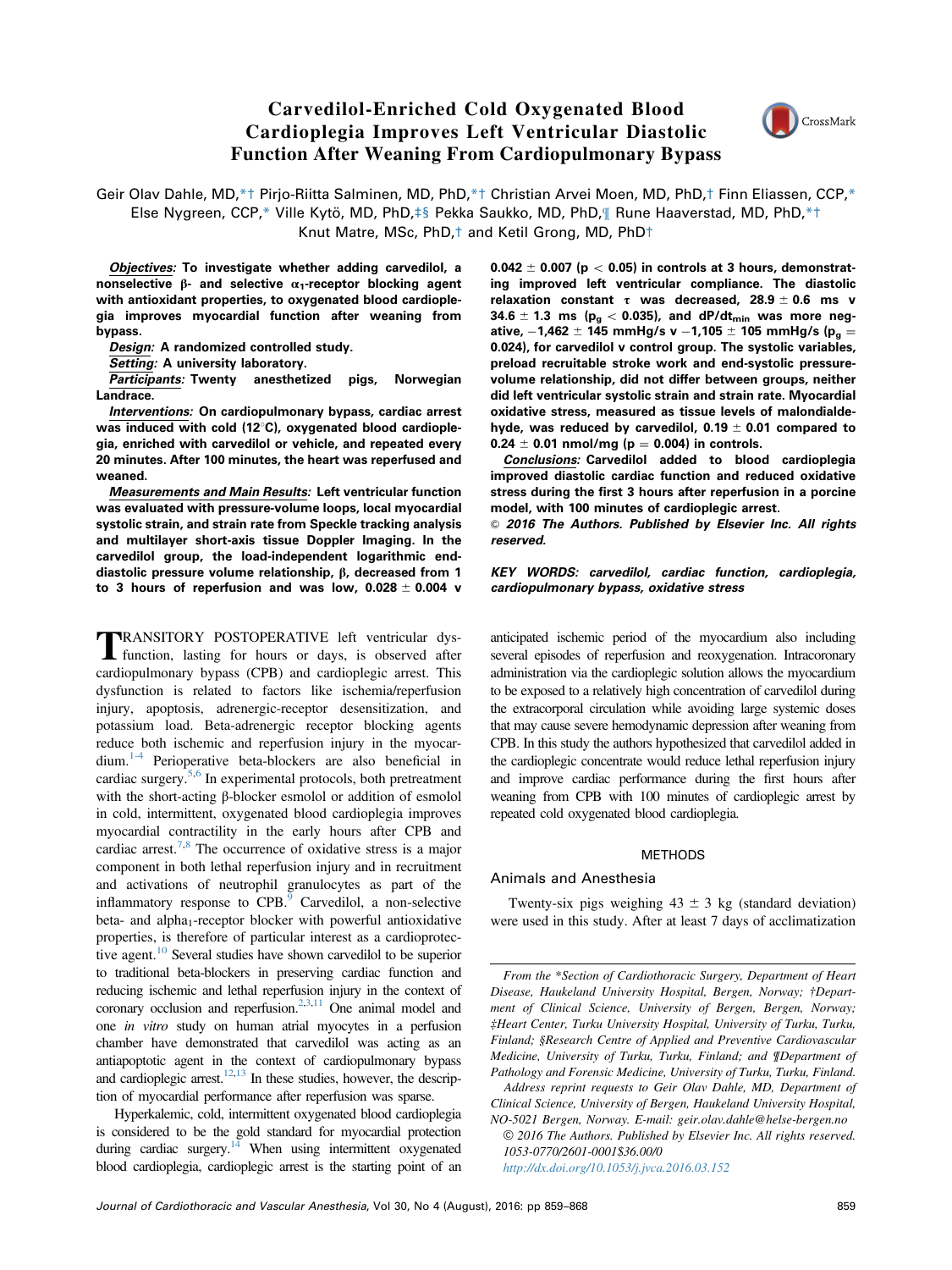# Carvedilol-Enriched Cold Oxygenated Blood Cardioplegia Improves Left Ventricular Diastolic Function After Weaning From Cardiopulmonary Bypass

Geir Olav Dahle, MD,*† Pirjo-Riitta Salminen, MD, PhD,*† Christian Arvei Moen, MD, PhD,† Finn Eliassen, CCP,* Else Nygreen, CCP,* Ville Kytö, MD, PhD,‡§ Pekka Saukko, MD, PhD,¶ Rune Haaverstad, MD, PhD,*† Knut Matre, MSc, PhD,† and Ketil Grong, MD, PhD†

***Objectives:*** **To investigate whether adding carvedilol, a nonselective β- and selective $\alpha_1$-receptor blocking agent with antioxidant properties, to oxygenated blood cardioplegia improves myocardial function after weaning from bypass.**

***Design:*** **A randomized controlled study.**

***Setting:*** **A university laboratory.**

***Participants:*** **Twenty anesthetized pigs, Norwegian Landrace.**

***Interventions:*** **On cardiopulmonary bypass, cardiac arrest was induced with cold (12°C), oxygenated blood cardioplegia, enriched with carvedilol or vehicle, and repeated every 20 minutes. After 100 minutes, the heart was reperfused and weaned.**

***Measurements and Main Results:*** **Left ventricular function was evaluated with pressure-volume loops, local myocardial systolic strain, and strain rate from Speckle tracking analysis and multilayer short-axis tissue Doppler Imaging. In the carvedilol group, the load-independent logarithmic end-diastolic pressure volume relationship, β, decreased from 1 to 3 hours of reperfusion and was low, 0.028 ± 0.004 v 0.042 ± 0.007 ($p < 0.05$) in controls at 3 hours, demonstrating improved left ventricular compliance. The diastolic relaxation constant τ was decreased, 28.9 ± 0.6 ms v 34.6 ± 1.3 ms ($p_g < 0.035$), and $dP/dt_{min}$ was more negative, −1,462 ± 145 mmHg/s v −1,105 ± 105 mmHg/s ($p_g = 0.024$), for carvedilol v control group. The systolic variables, preload recruitable stroke work and end-systolic pressure-volume relationship, did not differ between groups, neither did left ventricular systolic strain and strain rate. Myocardial oxidative stress, measured as tissue levels of malondialdehyde, was reduced by carvedilol, 0.19 ± 0.01 compared to 0.24 ± 0.01 nmol/mg ($p = 0.004$) in controls.**

***Conclusions:*** **Carvedilol added to blood cardioplegia improved diastolic cardiac function and reduced oxidative stress during the first 3 hours after reperfusion in a porcine model, with 100 minutes of cardioplegic arrest.**

***© 2016 The Authors. Published by Elsevier Inc. All rights reserved.***

***KEY WORDS: carvedilol, cardiac function, cardioplegia, cardiopulmonary bypass, oxidative stress***

TRANSITORY POSTOPERATIVE left ventricular dysfunction, lasting for hours or days, is observed after cardiopulmonary bypass (CPB) and cardioplegic arrest. This dysfunction is related to factors like ischemia/reperfusion injury, apoptosis, adrenergic-receptor desensitization, and potassium load. Beta-adrenergic receptor blocking agents reduce both ischemic and reperfusion injury in the myocardium.[1–4] Perioperative beta-blockers are also beneficial in cardiac surgery.[5,6] In experimental protocols, both pretreatment with the short-acting β-blocker esmolol or addition of esmolol in cold, intermittent, oxygenated blood cardioplegia improves myocardial contractility in the early hours after CPB and cardiac arrest.[7,8] The occurrence of oxidative stress is a major component in both lethal reperfusion injury and in recruitment and activations of neutrophil granulocytes as part of the inflammatory response to CPB.[9] Carvedilol, a non-selective beta- and alpha$_1$-receptor blocker with powerful antioxidative properties, is therefore of particular interest as a cardioprotective agent.[10] Several studies have shown carvedilol to be superior to traditional beta-blockers in preserving cardiac function and reducing ischemic and lethal reperfusion injury in the context of coronary occlusion and reperfusion.[2,3,11] One animal model and one *in vitro* study on human atrial myocytes in a perfusion chamber have demonstrated that carvedilol was acting as an antiapoptotic agent in the context of cardiopulmonary bypass and cardioplegic arrest.[12,13] In these studies, however, the description of myocardial performance after reperfusion was sparse.

Hyperkalemic, cold, intermittent oxygenated blood cardioplegia is considered to be the gold standard for myocardial protection during cardiac surgery.[14] When using intermittent oxygenated blood cardioplegia, cardioplegic arrest is the starting point of an anticipated ischemic period of the myocardium also including several episodes of reperfusion and reoxygenation. Intracoronary administration via the cardioplegic solution allows the myocardium to be exposed to a relatively high concentration of carvedilol during the extracorporeal circulation while avoiding large systemic doses that may cause severe hemodynamic depression after weaning from CPB. In this study the authors hypothesized that carvedilol added in the cardioplegic concentrate would reduce lethal reperfusion injury and improve cardiac performance during the first hours after weaning from CPB with 100 minutes of cardioplegic arrest by repeated cold oxygenated blood cardioplegia.

## METHODS

### Animals and Anesthesia

Twenty-six pigs weighing 43 ± 3 kg (standard deviation) were used in this study. After at least 7 days of acclimatization

From the *Section of Cardiothoracic Surgery, Department of Heart Disease, Haukeland University Hospital, Bergen, Norway; †Department of Clinical Science, University of Bergen, Bergen, Norway; ‡Heart Center, Turku University Hospital, University of Turku, Turku, Finland; §Research Centre of Applied and Preventive Cardiovascular Medicine, University of Turku, Turku, Finland; and ¶Department of Pathology and Forensic Medicine, University of Turku, Turku, Finland.

Address reprint requests to Geir Olav Dahle, MD, Department of Clinical Science, University of Bergen, Haukeland University Hospital, NO-5021 Bergen, Norway. E-mail: geir.olav.dahle@helse-bergen.no

© 2016 The Authors. Published by Elsevier Inc. All rights reserved.
1053-0770/2601-0001$36.00/0
http://dx.doi.org/10.1053/j.jvca.2016.03.152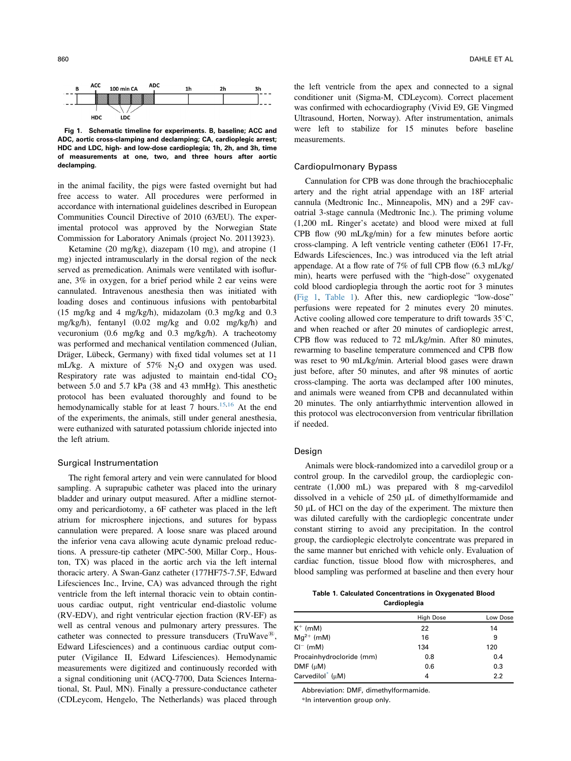B ACC 100 min CA ADC 1h 2h 3h

HDC LDC

**Fig 1. Schematic timeline for experiments. B, baseline; ACC and ADC, aortic cross-clamping and declamping; CA, cardioplegic arrest; HDC and LDC, high- and low-dose cardioplegia; 1h, 2h, and 3h, time of measurements at one, two, and three hours after aortic declamping.**

in the animal facility, the pigs were fasted overnight but had free access to water. All procedures were performed in accordance with international guidelines described in European Communities Council Directive of 2010 (63/EU). The experimental protocol was approved by the Norwegian State Commission for Laboratory Animals (project No. 20113923).

Ketamine (20 mg/kg), diazepam (10 mg), and atropine (1 mg) injected intramuscularly in the dorsal region of the neck served as premedication. Animals were ventilated with isoflurane, 3% in oxygen, for a brief period while 2 ear veins were cannulated. Intravenous anesthesia then was initiated with loading doses and continuous infusions with pentobarbital (15 mg/kg and 4 mg/kg/h), midazolam (0.3 mg/kg and 0.3 mg/kg/h), fentanyl (0.02 mg/kg and 0.02 mg/kg/h) and vecuronium (0.6 mg/kg and 0.3 mg/kg/h). A tracheotomy was performed and mechanical ventilation commenced (Julian, Dräger, Lübeck, Germany) with fixed tidal volumes set at 11 mL/kg. A mixture of 57% $N_2O$ and oxygen was used. Respiratory rate was adjusted to maintain end-tidal $CO_2$ between 5.0 and 5.7 kPa (38 and 43 mmHg). This anesthetic protocol has been evaluated thoroughly and found to be hemodynamically stable for at least 7 hours.[15,16] At the end of the experiments, the animals, still under general anesthesia, were euthanized with saturated potassium chloride injected into the left atrium.

## Surgical Instrumentation

The right femoral artery and vein were cannulated for blood sampling. A suprapubic catheter was placed into the urinary bladder and urinary output measured. After a midline sternotomy and pericardiotomy, a 6F catheter was placed in the left atrium for microsphere injections, and sutures for bypass cannulation were prepared. A loose snare was placed around the inferior vena cava allowing acute dynamic preload reductions. A pressure-tip catheter (MPC-500, Millar Corp., Houston, TX) was placed in the aortic arch via the left internal thoracic artery. A Swan-Ganz catheter (177HF75-7.5F, Edward Lifesciences Inc., Irvine, CA) was advanced through the right ventricle from the left internal thoracic vein to obtain continuous cardiac output, right ventricular end-diastolic volume (RV-EDV), and right ventricular ejection fraction (RV-EF) as well as central venous and pulmonary artery pressures. The catheter was connected to pressure transducers (TruWave®, Edward Lifesciences) and a continuous cardiac output computer (Vigilance II, Edward Lifesciences). Hemodynamic measurements were digitized and continuously recorded with a signal conditioning unit (ACQ-7700, Data Sciences International, St. Paul, MN). Finally a pressure-conductance catheter (CDLeycom, Hengelo, The Netherlands) was placed through the left ventricle from the apex and connected to a signal conditioner unit (Sigma-M, CDLeycom). Correct placement was confirmed with echocardiography (Vivid E9, GE Vingmed Ultrasound, Horten, Norway). After instrumentation, animals were left to stabilize for 15 minutes before baseline measurements.

## Cardiopulmonary Bypass

Cannulation for CPB was done through the brachiocephalic artery and the right atrial appendage with an 18F arterial cannula (Medtronic Inc., Minneapolis, MN) and a 29F cavoatrial 3-stage cannula (Medtronic Inc.). The priming volume (1,200 mL Ringer's acetate) and blood were mixed at full CPB flow (90 mL/kg/min) for a few minutes before aortic cross-clamping. A left ventricle venting catheter (E061 17-Fr, Edwards Lifesciences, Inc.) was introduced via the left atrial appendage. At a flow rate of 7% of full CPB flow (6.3 mL/kg/min), hearts were perfused with the "high-dose" oxygenated cold blood cardioplegia through the aortic root for 3 minutes (Fig 1, Table 1). After this, new cardioplegic "low-dose" perfusions were repeated for 2 minutes every 20 minutes. Active cooling allowed core temperature to drift towards 35°C, and when reached or after 20 minutes of cardioplegic arrest, CPB flow was reduced to 72 mL/kg/min. After 80 minutes, rewarming to baseline temperature commenced and CPB flow was reset to 90 mL/kg/min. Arterial blood gases were drawn just before, after 50 minutes, and after 98 minutes of aortic cross-clamping. The aorta was declamped after 100 minutes, and animals were weaned from CPB and decannulated within 20 minutes. The only antiarrhythmic intervention allowed in this protocol was electroconversion from ventricular fibrillation if needed.

## Design

Animals were block-randomized into a carvedilol group or a control group. In the carvedilol group, the cardioplegic concentrate (1,000 mL) was prepared with 8 mg-carvedilol dissolved in a vehicle of 250 μL of dimethylformamide and 50 μL of HCl on the day of the experiment. The mixture then was diluted carefully with the cardioplegic concentrate under constant stirring to avoid any precipitation. In the control group, the cardioplegic electrolyte concentrate was prepared in the same manner but enriched with vehicle only. Evaluation of cardiac function, tissue blood flow with microspheres, and blood sampling was performed at baseline and then every hour

**Table 1. Calculated Concentrations in Oxygenated Blood Cardioplegia**

| | High Dose | Low Dose |
|---|---|---|
| $K^+$ (mM) | 22 | 14 |
| $Mg^{2+}$ (mM) | 16 | 9 |
| $Cl^-$ (mM) | 134 | 120 |
| Procainhydrocloride (mm) | 0.8 | 0.4 |
| DMF (μM) | 0.6 | 0.3 |
| Carvedilol* (μM) | 4 | 2.2 |

Abbreviation: DMF, dimethylformamide.

*In intervention group only.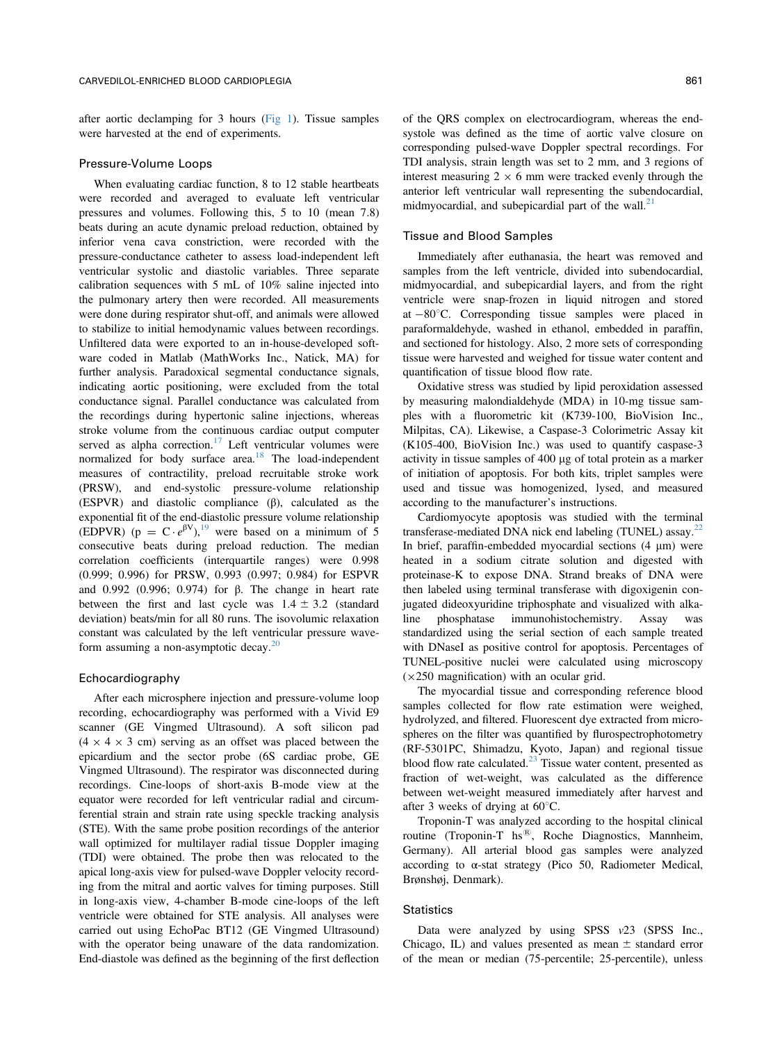after aortic declamping for 3 hours (Fig 1). Tissue samples were harvested at the end of experiments.

### Pressure-Volume Loops

When evaluating cardiac function, 8 to 12 stable heartbeats were recorded and averaged to evaluate left ventricular pressures and volumes. Following this, 5 to 10 (mean 7.8) beats during an acute dynamic preload reduction, obtained by inferior vena cava constriction, were recorded with the pressure-conductance catheter to assess load-independent left ventricular systolic and diastolic variables. Three separate calibration sequences with 5 mL of 10% saline injected into the pulmonary artery then were recorded. All measurements were done during respirator shut-off, and animals were allowed to stabilize to initial hemodynamic values between recordings. Unfiltered data were exported to an in-house-developed software coded in Matlab (MathWorks Inc., Natick, MA) for further analysis. Paradoxical segmental conductance signals, indicating aortic positioning, were excluded from the total conductance signal. Parallel conductance was calculated from the recordings during hypertonic saline injections, whereas stroke volume from the continuous cardiac output computer served as alpha correction.[17] Left ventricular volumes were normalized for body surface area.[18] The load-independent measures of contractility, preload recruitable stroke work (PRSW), and end-systolic pressure-volume relationship (ESPVR) and diastolic compliance (β), calculated as the exponential fit of the end-diastolic pressure volume relationship (EDPVR) ($p = C \cdot e^{\beta V}$),[19] were based on a minimum of 5 consecutive beats during preload reduction. The median correlation coefficients (interquartile ranges) were 0.998 (0.999; 0.996) for PRSW, 0.993 (0.997; 0.984) for ESPVR and 0.992 (0.996; 0.974) for β. The change in heart rate between the first and last cycle was 1.4 ± 3.2 (standard deviation) beats/min for all 80 runs. The isovolumic relaxation constant was calculated by the left ventricular pressure waveform assuming a non-asymptotic decay.[20]

### Echocardiography

After each microsphere injection and pressure-volume loop recording, echocardiography was performed with a Vivid E9 scanner (GE Vingmed Ultrasound). A soft silicon pad (4 × 4 × 3 cm) serving as an offset was placed between the epicardium and the sector probe (6S cardiac probe, GE Vingmed Ultrasound). The respirator was disconnected during recordings. Cine-loops of short-axis B-mode view at the equator were recorded for left ventricular radial and circumferential strain and strain rate using speckle tracking analysis (STE). With the same probe position recordings of the anterior wall optimized for multilayer radial tissue Doppler imaging (TDI) were obtained. The probe then was relocated to the apical long-axis view for pulsed-wave Doppler velocity recording from the mitral and aortic valves for timing purposes. Still in long-axis view, 4-chamber B-mode cine-loops of the left ventricle were obtained for STE analysis. All analyses were carried out using EchoPac BT12 (GE Vingmed Ultrasound) with the operator being unaware of the data randomization. End-diastole was defined as the beginning of the first deflection of the QRS complex on electrocardiogram, whereas the end-systole was defined as the time of aortic valve closure on corresponding pulsed-wave Doppler spectral recordings. For TDI analysis, strain length was set to 2 mm, and 3 regions of interest measuring 2 × 6 mm were tracked evenly through the anterior left ventricular wall representing the subendocardial, midmyocardial, and subepicardial part of the wall.[21]

### Tissue and Blood Samples

Immediately after euthanasia, the heart was removed and samples from the left ventricle, divided into subendocardial, midmyocardial, and subepicardial layers, and from the right ventricle were snap-frozen in liquid nitrogen and stored at −80°C. Corresponding tissue samples were placed in paraformaldehyde, washed in ethanol, embedded in paraffin, and sectioned for histology. Also, 2 more sets of corresponding tissue were harvested and weighed for tissue water content and quantification of tissue blood flow rate.

Oxidative stress was studied by lipid peroxidation assessed by measuring malondialdehyde (MDA) in 10-mg tissue samples with a fluorometric kit (K739-100, BioVision Inc., Milpitas, CA). Likewise, a Caspase-3 Colorimetric Assay kit (K105-400, BioVision Inc.) was used to quantify caspase-3 activity in tissue samples of 400 µg of total protein as a marker of initiation of apoptosis. For both kits, triplet samples were used and tissue was homogenized, lysed, and measured according to the manufacturer's instructions.

Cardiomyocyte apoptosis was studied with the terminal transferase-mediated DNA nick end labeling (TUNEL) assay.[22] In brief, paraffin-embedded myocardial sections (4 µm) were heated in a sodium citrate solution and digested with proteinase-K to expose DNA. Strand breaks of DNA were then labeled using terminal transferase with digoxigenin conjugated dideoxyuridine triphosphate and visualized with alkaline phosphatase immunohistochemistry. Assay was standardized using the serial section of each sample treated with DNaseI as positive control for apoptosis. Percentages of TUNEL-positive nuclei were calculated using microscopy (×250 magnification) with an ocular grid.

The myocardial tissue and corresponding reference blood samples collected for flow rate estimation were weighed, hydrolyzed, and filtered. Fluorescent dye extracted from microspheres on the filter was quantified by flurospectrophotometry (RF-5301PC, Shimadzu, Kyoto, Japan) and regional tissue blood flow rate calculated.[23] Tissue water content, presented as fraction of wet-weight, was calculated as the difference between wet-weight measured immediately after harvest and after 3 weeks of drying at 60°C.

Troponin-T was analyzed according to the hospital clinical routine (Troponin-T hs®, Roche Diagnostics, Mannheim, Germany). All arterial blood gas samples were analyzed according to α-stat strategy (Pico 50, Radiometer Medical, Brønshøj, Denmark).

### Statistics

Data were analyzed by using SPSS *v*23 (SPSS Inc., Chicago, IL) and values presented as mean ± standard error of the mean or median (75-percentile; 25-percentile), unless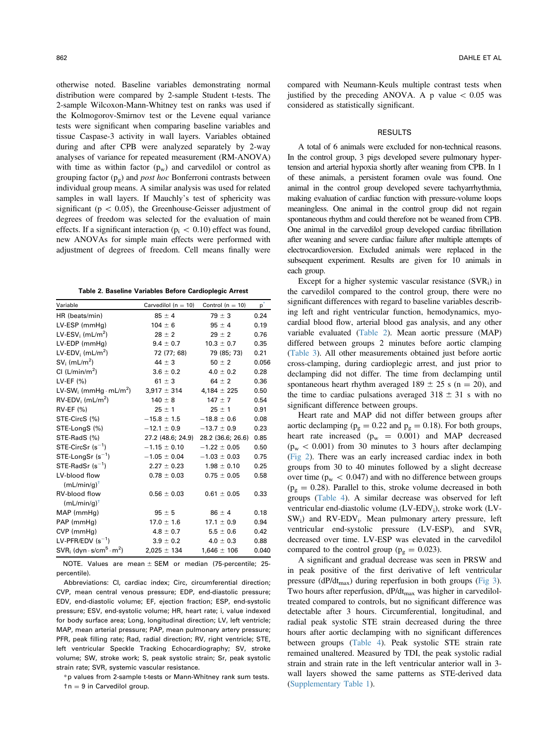otherwise noted. Baseline variables demonstrating normal distribution were compared by 2-sample Student t-tests. The 2-sample Wilcoxon-Mann-Whitney test on ranks was used if the Kolmogorov-Smirnov test or the Levene equal variance tests were significant when comparing baseline variables and tissue Caspase-3 activity in wall layers. Variables obtained during and after CPB were analyzed separately by 2-way analyses of variance for repeated measurement (RM-ANOVA) with time as within factor ($p_w$) and carvedilol or control as grouping factor ($p_g$) and *post hoc* Bonferroni contrasts between individual group means. A similar analysis was used for related samples in wall layers. If Mauchly's test of sphericity was significant ($p < 0.05$), the Greenhouse-Geisser adjustment of degrees of freedom was selected for the evaluation of main effects. If a significant interaction ($p_i < 0.10$) effect was found, new ANOVAs for simple main effects were performed with adjustment of degrees of freedom. Cell means finally were compared with Neumann-Keuls multiple contrast tests when justified by the preceding ANOVA. A p value $< 0.05$ was considered as statistically significant.

**Table 2. Baseline Variables Before Cardioplegic Arrest**

| Variable | Carvedilol (n = 10) | Control (n = 10) | p* |
|---|---|---|---|
| HR (beats/min) | 85 ± 4 | 79 ± 3 | 0.24 |
| LV-ESP (mmHg) | 104 ± 6 | 95 ± 4 | 0.19 |
| LV-ESV$_i$ (mL/m$^2$) | 28 ± 2 | 29 ± 2 | 0.76 |
| LV-EDP (mmHg) | 9.4 ± 0.7 | 10.3 ± 0.7 | 0.35 |
| LV-EDV$_i$ (mL/m$^2$) | 72 (77; 68) | 79 (85; 73) | 0.21 |
| SV$_i$ (mL/m$^2$) | 44 ± 3 | 50 ± 2 | 0.056 |
| CI (L/min/m$^2$) | 3.6 ± 0.2 | 4.0 ± 0.2 | 0.28 |
| LV-EF (%) | 61 ± 3 | 64 ± 2 | 0.36 |
| LV-SW$_i$ (mmHg · mL/m$^2$) | 3,917 ± 314 | 4,184 ± 225 | 0.50 |
| RV-EDV$_i$ (mL/m$^2$) | 140 ± 8 | 147 ± 7 | 0.54 |
| RV-EF (%) | 25 ± 1 | 25 ± 1 | 0.91 |
| STE-CircS (%) | −15.8 ± 1.5 | −18.8 ± 0.6 | 0.08 |
| STE-LongS (%) | −12.1 ± 0.9 | −13.7 ± 0.9 | 0.23 |
| STE-RadS (%) | 27.2 (48.6; 24.9) | 28.2 (36.6; 26.6) | 0.85 |
| STE-CircSr (s$^{-1}$) | −1.15 ± 0.10 | −1.22 ± 0.05 | 0.50 |
| STE-LongSr (s$^{-1}$) | −1.05 ± 0.04 | −1.03 ± 0.03 | 0.75 |
| STE-RadSr (s$^{-1}$) | 2.27 ± 0.23 | 1.98 ± 0.10 | 0.25 |
| LV-blood flow (mL/min/g)† | 0.78 ± 0.03 | 0.75 ± 0.05 | 0.58 |
| RV-blood flow (mL/min/g)† | 0.56 ± 0.03 | 0.61 ± 0.05 | 0.33 |
| MAP (mmHg) | 95 ± 5 | 86 ± 4 | 0.18 |
| PAP (mmHg) | 17.0 ± 1.6 | 17.1 ± 0.9 | 0.94 |
| CVP (mmHg) | 4.8 ± 0.7 | 5.5 ± 0.6 | 0.42 |
| LV-PFR/EDV (s$^{-1}$) | 3.9 ± 0.2 | 4.0 ± 0.3 | 0.88 |
| SVR$_i$ (dyn · s/cm$^5$ · m$^2$) | 2,025 ± 134 | 1,646 ± 106 | 0.040 |

NOTE. Values are mean ± SEM or median (75-percentile; 25-percentile).

Abbreviations: CI, cardiac index; Circ, circumferential direction; CVP, mean central venous pressure; EDP, end-diastolic pressure; EDV, end-diastolic volume; EF, ejection fraction; ESP, end-systolic pressure; ESV, end-systolic volume; HR, heart rate; i, value indexed for body surface area; Long, longitudinal direction; LV, left ventricle; MAP, mean arterial pressure; PAP, mean pulmonary artery pressure; PFR, peak filling rate; Rad, radial direction; RV, right ventricle; STE, left ventricular Speckle Tracking Echocardiography; SV, stroke volume; SW, stroke work; S, peak systolic strain; Sr, peak systolic strain rate; SVR, systemic vascular resistance.

*p values from 2-sample t-tests or Mann-Whitney rank sum tests.

†n = 9 in Carvedilol group.

## RESULTS

A total of 6 animals were excluded for non-technical reasons. In the control group, 3 pigs developed severe pulmonary hypertension and arterial hypoxia shortly after weaning from CPB. In 1 of these animals, a persistent foramen ovale was found. One animal in the control group developed severe tachyarrhythmia, making evaluation of cardiac function with pressure-volume loops meaningless. One animal in the control group did not regain spontaneous rhythm and could therefore not be weaned from CPB. One animal in the carvedilol group developed cardiac fibrillation after weaning and severe cardiac failure after multiple attempts of electrocardioversion. Excluded animals were replaced in the subsequent experiment. Results are given for 10 animals in each group.

Except for a higher systemic vascular resistance (SVR$_i$) in the carvedilol compared to the control group, there were no significant differences with regard to baseline variables describing left and right ventricular function, hemodynamics, myocardial blood flow, arterial blood gas analysis, and any other variable evaluated (Table 2). Mean aortic pressure (MAP) differed between groups 2 minutes before aortic clamping (Table 3). All other measurements obtained just before aortic cross-clamping, during cardioplegic arrest, and just prior to declamping did not differ. The time from declamping until spontaneous heart rhythm averaged 189 ± 25 s (n = 20), and the time to cardiac pulsations averaged 318 ± 31 s with no significant difference between groups.

Heart rate and MAP did not differ between groups after aortic declamping ($p_g = 0.22$ and $p_g = 0.18$). For both groups, heart rate increased ($p_w = 0.001$) and MAP decreased ($p_w < 0.001$) from 30 minutes to 3 hours after declamping (Fig 2). There was an early increased cardiac index in both groups from 30 to 40 minutes followed by a slight decrease over time ($p_w < 0.047$) and with no difference between groups ($p_g = 0.28$). Parallel to this, stroke volume decreased in both groups (Table 4). A similar decrease was observed for left ventricular end-diastolic volume (LV-EDV$_i$), stroke work (LV-SW$_i$) and RV-EDV$_i$. Mean pulmonary artery pressure, left ventricular end-systolic pressure (LV-ESP), and SVR$_i$ decreased over time. LV-ESP was elevated in the carvedilol compared to the control group ($p_g = 0.023$).

A significant and gradual decrease was seen in PRSW and in peak positive of the first derivative of left ventricular pressure ($dP/dt_{max}$) during reperfusion in both groups (Fig 3). Two hours after reperfusion, $dP/dt_{max}$ was higher in carvedilol-treated compared to controls, but no significant difference was detectable after 3 hours. Circumferential, longitudinal, and radial peak systolic STE strain decreased during the three hours after aortic declamping with no significant differences between groups (Table 4). Peak systolic STE strain rate remained unaltered. Measured by TDI, the peak systolic radial strain and strain rate in the left ventricular anterior wall in 3-wall layers showed the same patterns as STE-derived data (Supplementary Table 1).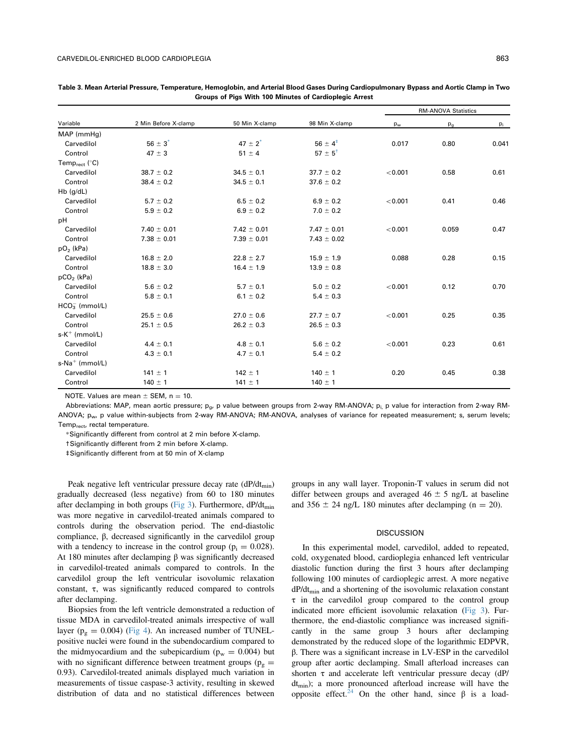**Table 3. Mean Arterial Pressure, Temperature, Hemoglobin, and Arterial Blood Gases During Cardiopulmonary Bypass and Aortic Clamp in Two Groups of Pigs With 100 Minutes of Cardioplegic Arrest**

| Variable | 2 Min Before X-clamp | 50 Min X-clamp | 98 Min X-clamp | RM-ANOVA Statistics | | |
|---|---|---|---|---|---|---|
| | | | | $p_w$ | $p_g$ | $p_i$ |
| MAP (mmHg) | | | | | | |
| Carvedilol | 56 ± 3* | 47 ± 2* | 56 ± 4‡ | 0.017 | 0.80 | 0.041 |
| Control | 47 ± 3 | 51 ± 4 | 57 ± 5† | | | |
| $Temp_{rect}$ (°C) | | | | | | |
| Carvedilol | 38.7 ± 0.2 | 34.5 ± 0.1 | 37.7 ± 0.2 | <0.001 | 0.58 | 0.61 |
| Control | 38.4 ± 0.2 | 34.5 ± 0.1 | 37.6 ± 0.2 | | | |
| Hb (g/dL) | | | | | | |
| Carvedilol | 5.7 ± 0.2 | 6.5 ± 0.2 | 6.9 ± 0.2 | <0.001 | 0.41 | 0.46 |
| Control | 5.9 ± 0.2 | 6.9 ± 0.2 | 7.0 ± 0.2 | | | |
| pH | | | | | | |
| Carvedilol | 7.40 ± 0.01 | 7.42 ± 0.01 | 7.47 ± 0.01 | <0.001 | 0.059 | 0.47 |
| Control | 7.38 ± 0.01 | 7.39 ± 0.01 | 7.43 ± 0.02 | | | |
| $pO_2$ (kPa) | | | | | | |
| Carvedilol | 16.8 ± 2.0 | 22.8 ± 2.7 | 15.9 ± 1.9 | 0.088 | 0.28 | 0.15 |
| Control | 18.8 ± 3.0 | 16.4 ± 1.9 | 13.9 ± 0.8 | | | |
| $pCO_2$ (kPa) | | | | | | |
| Carvedilol | 5.6 ± 0.2 | 5.7 ± 0.1 | 5.0 ± 0.2 | <0.001 | 0.12 | 0.70 |
| Control | 5.8 ± 0.1 | 6.1 ± 0.2 | 5.4 ± 0.3 | | | |
| $HCO_3^-$ (mmol/L) | | | | | | |
| Carvedilol | 25.5 ± 0.6 | 27.0 ± 0.6 | 27.7 ± 0.7 | <0.001 | 0.25 | 0.35 |
| Control | 25.1 ± 0.5 | 26.2 ± 0.3 | 26.5 ± 0.3 | | | |
| s-$K^+$ (mmol/L) | | | | | | |
| Carvedilol | 4.4 ± 0.1 | 4.8 ± 0.1 | 5.6 ± 0.2 | <0.001 | 0.23 | 0.61 |
| Control | 4.3 ± 0.1 | 4.7 ± 0.1 | 5.4 ± 0.2 | | | |
| s-$Na^+$ (mmol/L) | | | | | | |
| Carvedilol | 141 ± 1 | 142 ± 1 | 140 ± 1 | 0.20 | 0.45 | 0.38 |
| Control | 140 ± 1 | 141 ± 1 | 140 ± 1 | | | |

NOTE. Values are mean ± SEM, n = 10.

Abbreviations: MAP, mean aortic pressure; $p_g$, p value between groups from 2-way RM-ANOVA; $p_i$, p value for interaction from 2-way RM-ANOVA; $p_w$, p value within-subjects from 2-way RM-ANOVA; RM-ANOVA, analyses of variance for repeated measurement; s, serum levels; $Temp_{rect}$, rectal temperature.

*Significantly different from control at 2 min before X-clamp.

†Significantly different from 2 min before X-clamp.

‡Significantly different from at 50 min of X-clamp

Peak negative left ventricular pressure decay rate ($dP/dt_{min}$) gradually decreased (less negative) from 60 to 180 minutes after declamping in both groups (Fig 3). Furthermore, $dP/dt_{min}$ was more negative in carvedilol-treated animals compared to controls during the observation period. The end-diastolic compliance, β, decreased significantly in the carvedilol group with a tendency to increase in the control group ($p_i = 0.028$). At 180 minutes after declamping β was significantly decreased in carvedilol-treated animals compared to controls. In the carvedilol group the left ventricular isovolumic relaxation constant, τ, was significantly reduced compared to controls after declamping.

Biopsies from the left ventricle demonstrated a reduction of tissue MDA in carvedilol-treated animals irrespective of wall layer ($p_g = 0.004$) (Fig 4). An increased number of TUNEL-positive nuclei were found in the subendocardium compared to the midmyocardium and the subepicardium ($p_w = 0.004$) but with no significant difference between treatment groups ($p_g = 0.93$). Carvedilol-treated animals displayed much variation in measurements of tissue caspase-3 activity, resulting in skewed distribution of data and no statistical differences between groups in any wall layer. Troponin-T values in serum did not differ between groups and averaged 46 ± 5 ng/L at baseline and 356 ± 24 ng/L 180 minutes after declamping (n = 20).

## DISCUSSION

In this experimental model, carvedilol, added to repeated, cold, oxygenated blood, cardioplegia enhanced left ventricular diastolic function during the first 3 hours after declamping following 100 minutes of cardioplegic arrest. A more negative $dP/dt_{min}$ and a shortening of the isovolumic relaxation constant τ in the carvedilol group compared to the control group indicated more efficient isovolumic relaxation (Fig 3). Furthermore, the end-diastolic compliance was increased significantly in the same group 3 hours after declamping demonstrated by the reduced slope of the logarithmic EDPVR, β. There was a significant increase in LV-ESP in the carvedilol group after aortic declamping. Small afterload increases can shorten τ and accelerate left ventricular pressure decay ($dP/dt_{min}$); a more pronounced afterload increase will have the opposite effect.[24] On the other hand, since β is a load-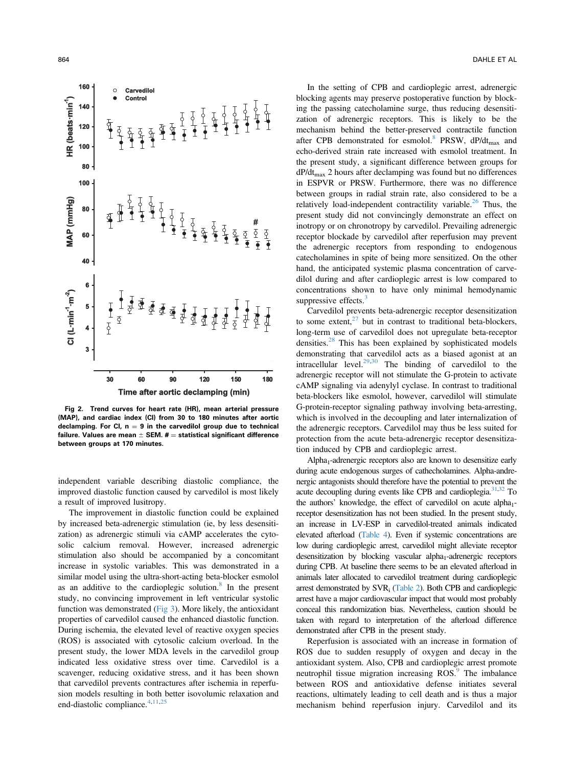Fig 2. Trend curves for heart rate (HR), mean arterial pressure (MAP), and cardiac index (CI) from 30 to 180 minutes after aortic declamping. For CI, n = 9 in the carvedilol group due to technical failure. Values are mean ± SEM. # = statistical significant difference between groups at 170 minutes.

independent variable describing diastolic compliance, the improved diastolic function caused by carvedilol is most likely a result of improved lusitropy.

The improvement in diastolic function could be explained by increased beta-adrenergic stimulation (ie, by less desensitization) as adrenergic stimuli via cAMP accelerates the cytosolic calcium removal. However, increased adrenergic stimulation also should be accompanied by a concomitant increase in systolic variables. This was demonstrated in a similar model using the ultra-short-acting beta-blocker esmolol as an additive to the cardioplegic solution.[8] In the present study, no convincing improvement in left ventricular systolic function was demonstrated (Fig 3). More likely, the antioxidant properties of carvedilol caused the enhanced diastolic function. During ischemia, the elevated level of reactive oxygen species (ROS) is associated with cytosolic calcium overload. In the present study, the lower MDA levels in the carvedilol group indicated less oxidative stress over time. Carvedilol is a scavenger, reducing oxidative stress, and it has been shown that carvedilol prevents contractures after ischemia in reperfusion models resulting in both better isovolumic relaxation and end-diastolic compliance.[4,11,25]

In the setting of CPB and cardioplegic arrest, adrenergic blocking agents may preserve postoperative function by blocking the passing catecholamine surge, thus reducing desensitization of adrenergic receptors. This is likely to be the mechanism behind the better-preserved contractile function after CPB demonstrated for esmolol.[8] PRSW, $dP/dt_{max}$ and echo-derived strain rate increased with esmolol treatment. In the present study, a significant difference between groups for $dP/dt_{max}$ 2 hours after declamping was found but no differences in ESPVR or PRSW. Furthermore, there was no difference between groups in radial strain rate, also considered to be a relatively load-independent contractility variable.[26] Thus, the present study did not convincingly demonstrate an effect on inotropy or on chronotropy by carvedilol. Prevailing adrenergic receptor blockade by carvedilol after reperfusion may prevent the adrenergic receptors from responding to endogenous catecholamines in spite of being more sensitized. On the other hand, the anticipated systemic plasma concentration of carvedilol during and after cardioplegic arrest is low compared to concentrations shown to have only minimal hemodynamic suppressive effects.[3]

Carvedilol prevents beta-adrenergic receptor desensitization to some extent,[27] but in contrast to traditional beta-blockers, long-term use of carvedilol does not upregulate beta-receptor densities.[28] This has been explained by sophisticated models demonstrating that carvedilol acts as a biased agonist at an intracellular level.[29,30] The binding of carvedilol to the adrenergic receptor will not stimulate the G-protein to activate cAMP signaling via adenylyl cyclase. In contrast to traditional beta-blockers like esmolol, however, carvedilol will stimulate G-protein-receptor signaling pathway involving beta-arresting, which is involved in the decoupling and later internalization of the adrenergic receptors. Carvedilol may thus be less suited for protection from the acute beta-adrenergic receptor desensitization induced by CPB and cardioplegic arrest.

$Alpha_1$-adrenergic receptors also are known to desensitize early during acute endogenous surges of cathecholamines. Alpha-andrenergic antagonists should therefore have the potential to prevent the acute decoupling during events like CPB and cardioplegia.[31,32] To the authors' knowledge, the effect of carvedilol on acute $alpha_1$-receptor desensitization has not been studied. In the present study, an increase in LV-ESP in carvedilol-treated animals indicated elevated afterload (Table 4). Even if systemic concentrations are low during cardioplegic arrest, carvedilol might alleviate receptor desensitization by blocking vascular $alpha_1$-adrenergic receptors during CPB. At baseline there seems to be an elevated afterload in animals later allocated to carvedilol treatment during cardioplegic arrest demonstrated by $SVR_i$ (Table 2). Both CPB and cardioplegic arrest have a major cardiovascular impact that would most probably conceal this randomization bias. Nevertheless, caution should be taken with regard to interpretation of the afterload difference demonstrated after CPB in the present study.

Reperfusion is associated with an increase in formation of ROS due to sudden resupply of oxygen and decay in the antioxidant system. Also, CPB and cardioplegic arrest promote neutrophil tissue migration increasing ROS.[9] The imbalance between ROS and antioxidative defense initiates several reactions, ultimately leading to cell death and is thus a major mechanism behind reperfusion injury. Carvedilol and its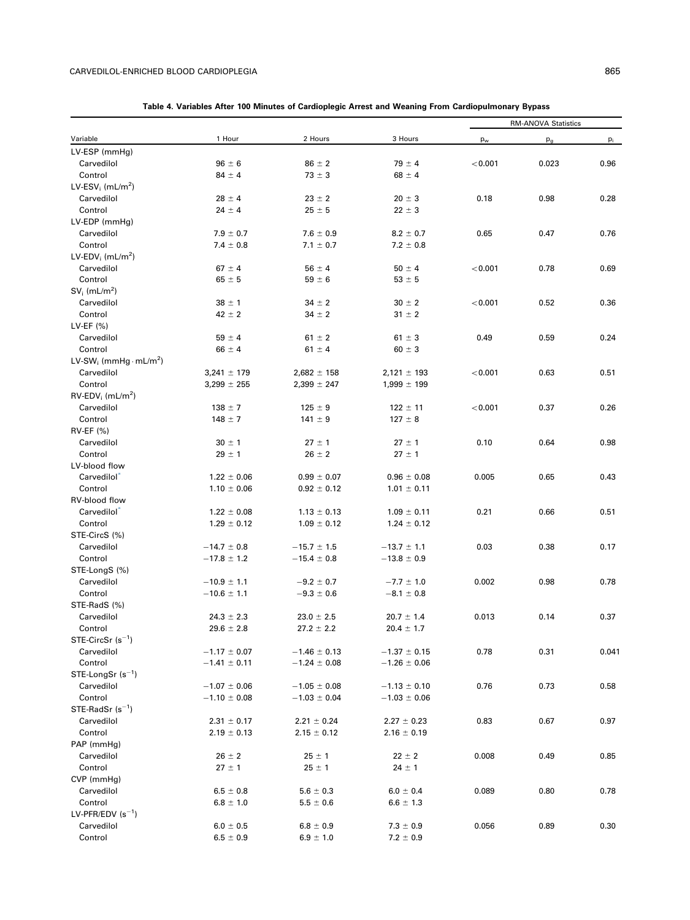**Table 4. Variables After 100 Minutes of Cardioplegic Arrest and Weaning From Cardiopulmonary Bypass**

| Variable | 1 Hour | 2 Hours | 3 Hours | RM-ANOVA Statistics | | |
|---|---|---|---|---|---|---|
| | | | | $p_w$ | $p_g$ | $p_i$ |
| LV-ESP (mmHg) | | | | | | |
| Carvedilol | 96 ± 6 | 86 ± 2 | 79 ± 4 | <0.001 | 0.023 | 0.96 |
| Control | 84 ± 4 | 73 ± 3 | 68 ± 4 | | | |
| LV-ESV$_i$ (mL/m$^2$) | | | | | | |
| Carvedilol | 28 ± 4 | 23 ± 2 | 20 ± 3 | 0.18 | 0.98 | 0.28 |
| Control | 24 ± 4 | 25 ± 5 | 22 ± 3 | | | |
| LV-EDP (mmHg) | | | | | | |
| Carvedilol | 7.9 ± 0.7 | 7.6 ± 0.9 | 8.2 ± 0.7 | 0.65 | 0.47 | 0.76 |
| Control | 7.4 ± 0.8 | 7.1 ± 0.7 | 7.2 ± 0.8 | | | |
| LV-EDV$_i$ (mL/m$^2$) | | | | | | |
| Carvedilol | 67 ± 4 | 56 ± 4 | 50 ± 4 | <0.001 | 0.78 | 0.69 |
| Control | 65 ± 5 | 59 ± 6 | 53 ± 5 | | | |
| SV$_i$ (mL/m$^2$) | | | | | | |
| Carvedilol | 38 ± 1 | 34 ± 2 | 30 ± 2 | <0.001 | 0.52 | 0.36 |
| Control | 42 ± 2 | 34 ± 2 | 31 ± 2 | | | |
| LV-EF (%) | | | | | | |
| Carvedilol | 59 ± 4 | 61 ± 2 | 61 ± 3 | 0.49 | 0.59 | 0.24 |
| Control | 66 ± 4 | 61 ± 4 | 60 ± 3 | | | |
| LV-SW$_i$ (mmHg · mL/m$^2$) | | | | | | |
| Carvedilol | 3,241 ± 179 | 2,682 ± 158 | 2,121 ± 193 | <0.001 | 0.63 | 0.51 |
| Control | 3,299 ± 255 | 2,399 ± 247 | 1,999 ± 199 | | | |
| RV-EDV$_i$ (mL/m$^2$) | | | | | | |
| Carvedilol | 138 ± 7 | 125 ± 9 | 122 ± 11 | <0.001 | 0.37 | 0.26 |
| Control | 148 ± 7 | 141 ± 9 | 127 ± 8 | | | |
| RV-EF (%) | | | | | | |
| Carvedilol | 30 ± 1 | 27 ± 1 | 27 ± 1 | 0.10 | 0.64 | 0.98 |
| Control | 29 ± 1 | 26 ± 2 | 27 ± 1 | | | |
| LV-blood flow | | | | | | |
| Carvedilol* | 1.22 ± 0.06 | 0.99 ± 0.07 | 0.96 ± 0.08 | 0.005 | 0.65 | 0.43 |
| Control | 1.10 ± 0.06 | 0.92 ± 0.12 | 1.01 ± 0.11 | | | |
| RV-blood flow | | | | | | |
| Carvedilol* | 1.22 ± 0.08 | 1.13 ± 0.13 | 1.09 ± 0.11 | 0.21 | 0.66 | 0.51 |
| Control | 1.29 ± 0.12 | 1.09 ± 0.12 | 1.24 ± 0.12 | | | |
| STE-CircS (%) | | | | | | |
| Carvedilol | −14.7 ± 0.8 | −15.7 ± 1.5 | −13.7 ± 1.1 | 0.03 | 0.38 | 0.17 |
| Control | −17.8 ± 1.2 | −15.4 ± 0.8 | −13.8 ± 0.9 | | | |
| STE-LongS (%) | | | | | | |
| Carvedilol | −10.9 ± 1.1 | −9.2 ± 0.7 | −7.7 ± 1.0 | 0.002 | 0.98 | 0.78 |
| Control | −10.6 ± 1.1 | −9.3 ± 0.6 | −8.1 ± 0.8 | | | |
| STE-RadS (%) | | | | | | |
| Carvedilol | 24.3 ± 2.3 | 23.0 ± 2.5 | 20.7 ± 1.4 | 0.013 | 0.14 | 0.37 |
| Control | 29.6 ± 2.8 | 27.2 ± 2.2 | 20.4 ± 1.7 | | | |
| STE-CircSr (s$^{-1}$) | | | | | | |
| Carvedilol | −1.17 ± 0.07 | −1.46 ± 0.13 | −1.37 ± 0.15 | 0.78 | 0.31 | 0.041 |
| Control | −1.41 ± 0.11 | −1.24 ± 0.08 | −1.26 ± 0.06 | | | |
| STE-LongSr (s$^{-1}$) | | | | | | |
| Carvedilol | −1.07 ± 0.06 | −1.05 ± 0.08 | −1.13 ± 0.10 | 0.76 | 0.73 | 0.58 |
| Control | −1.10 ± 0.08 | −1.03 ± 0.04 | −1.03 ± 0.06 | | | |
| STE-RadSr (s$^{-1}$) | | | | | | |
| Carvedilol | 2.31 ± 0.17 | 2.21 ± 0.24 | 2.27 ± 0.23 | 0.83 | 0.67 | 0.97 |
| Control | 2.19 ± 0.13 | 2.15 ± 0.12 | 2.16 ± 0.19 | | | |
| PAP (mmHg) | | | | | | |
| Carvedilol | 26 ± 2 | 25 ± 1 | 22 ± 2 | 0.008 | 0.49 | 0.85 |
| Control | 27 ± 1 | 25 ± 1 | 24 ± 1 | | | |
| CVP (mmHg) | | | | | | |
| Carvedilol | 6.5 ± 0.8 | 5.6 ± 0.3 | 6.0 ± 0.4 | 0.089 | 0.80 | 0.78 |
| Control | 6.8 ± 1.0 | 5.5 ± 0.6 | 6.6 ± 1.3 | | | |
| LV-PFR/EDV (s$^{-1}$) | | | | | | |
| Carvedilol | 6.0 ± 0.5 | 6.8 ± 0.9 | 7.3 ± 0.9 | 0.056 | 0.89 | 0.30 |
| Control | 6.5 ± 0.9 | 6.9 ± 1.0 | 7.2 ± 0.9 | | | |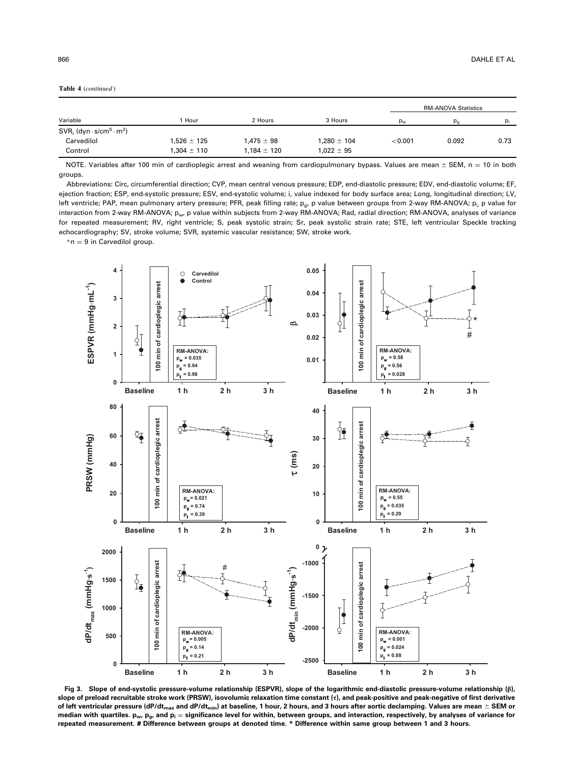**Table 4** (*continued*)

| Variable | 1 Hour | 2 Hours | 3 Hours | RM-ANOVA Statistics | | |
|---|---|---|---|---|---|---|
| | | | | $p_w$ | $p_g$ | $p_i$ |
| $SVR_i$ ($dyn \cdot s/cm^5 \cdot m^2$) | | | | | | |
| Carvedilol | 1,526 ± 125 | 1,475 ± 98 | 1,280 ± 104 | <0.001 | 0.092 | 0.73 |
| Control | 1,304 ± 110 | 1,184 ± 120 | 1,022 ± 95 | | | |

NOTE. Variables after 100 min of cardioplegic arrest and weaning from cardiopulmonary bypass. Values are mean ± SEM, n = 10 in both groups.

Abbreviations: Circ, circumferential direction; CVP, mean central venous pressure; EDP, end-diastolic pressure; EDV, end-diastolic volume; EF, ejection fraction; ESP, end-systolic pressure; ESV, end-systolic volume; i, value indexed for body surface area; Long, longitudinal direction; LV, left ventricle; PAP, mean pulmonary artery pressure; PFR, peak filling rate; $p_g$, p value between groups from 2-way RM-ANOVA; $p_i$, p value for interaction from 2-way RM-ANOVA; $p_w$, p value within subjects from 2-way RM-ANOVA; Rad, radial direction; RM-ANOVA, analyses of variance for repeated measurement; RV, right ventricle; S, peak systolic strain; Sr, peak systolic strain rate; STE, left ventricular Speckle tracking echocardiography; SV, stroke volume; SVR, systemic vascular resistance; SW, stroke work.

*n = 9 in Carvedilol group.

**Fig 3. Slope of end-systolic pressure-volume relationship (ESPVR), slope of the logarithmic end-diastolic pressure-volume relationship (β), slope of preload recruitable stroke work (PRSW), isovolumic relaxation time constant (τ), and peak-positive and peak-negative of first derivative of left ventricular pressure ($dP/dt_{max}$ and $dP/dt_{min}$) at baseline, 1 hour, 2 hours, and 3 hours after aortic declamping. Values are mean ± SEM or median with quartiles. $p_w$, $p_g$, and $p_i$ = significance level for within, between groups, and interaction, respectively, by analyses of variance for repeated measurement. # Difference between groups at denoted time. * Difference within same group between 1 and 3 hours.**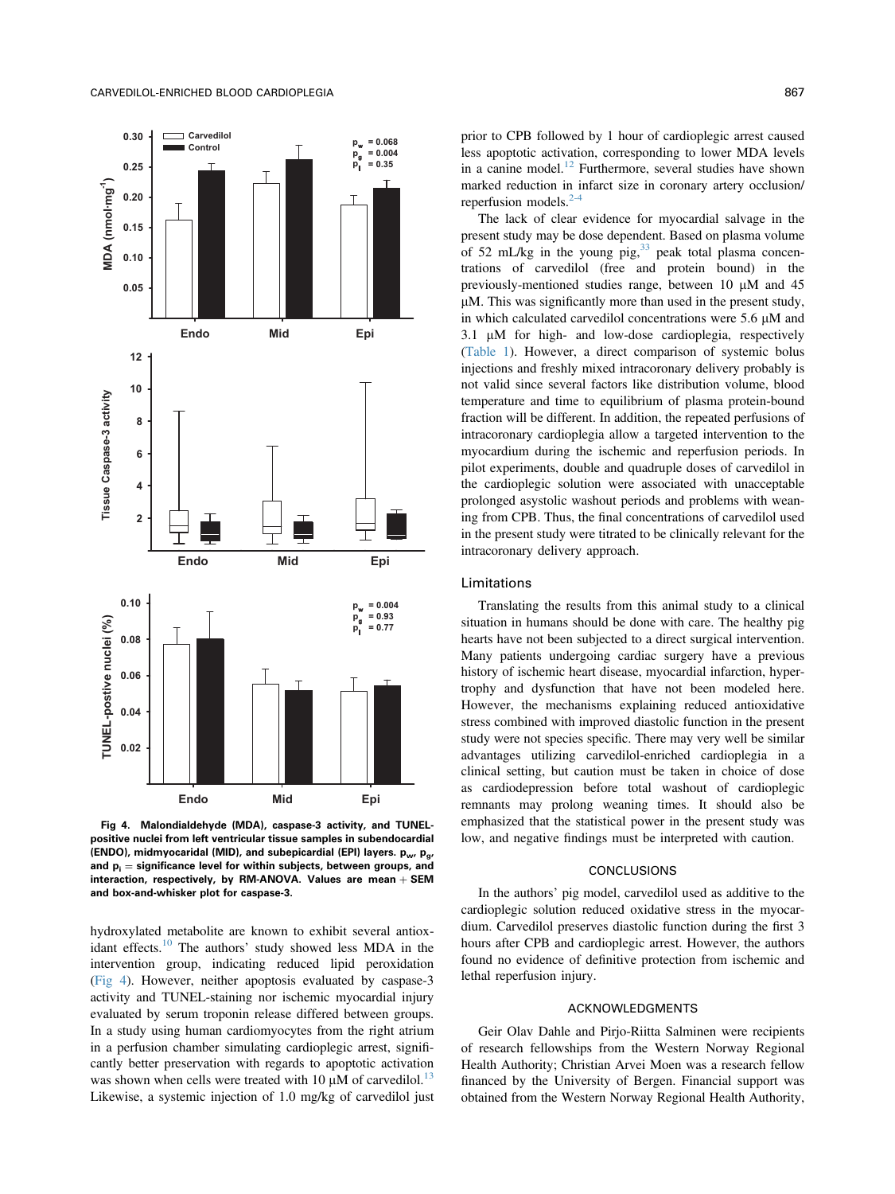Fig 4. Malondialdehyde (MDA), caspase-3 activity, and TUNEL-positive nuclei from left ventricular tissue samples in subendocardial (ENDO), midmyocaridal (MID), and subepicardial (EPI) layers. $p_w$, $p_g$, and $p_I$ = significance level for within subjects, between groups, and interaction, respectively, by RM-ANOVA. Values are mean + SEM and box-and-whisker plot for caspase-3.

hydroxylated metabolite are known to exhibit several antioxidant effects.[10] The authors' study showed less MDA in the intervention group, indicating reduced lipid peroxidation (Fig 4). However, neither apoptosis evaluated by caspase-3 activity and TUNEL-staining nor ischemic myocardial injury evaluated by serum troponin release differed between groups. In a study using human cardiomyocytes from the right atrium in a perfusion chamber simulating cardioplegic arrest, significantly better preservation with regards to apoptotic activation was shown when cells were treated with 10 μM of carvedilol.[13] Likewise, a systemic injection of 1.0 mg/kg of carvedilol just prior to CPB followed by 1 hour of cardioplegic arrest caused less apoptotic activation, corresponding to lower MDA levels in a canine model.[12] Furthermore, several studies have shown marked reduction in infarct size in coronary artery occlusion/reperfusion models.[2-4]

The lack of clear evidence for myocardial salvage in the present study may be dose dependent. Based on plasma volume of 52 mL/kg in the young pig,[33] peak total plasma concentrations of carvedilol (free and protein bound) in the previously-mentioned studies range, between 10 μM and 45 μM. This was significantly more than used in the present study, in which calculated carvedilol concentrations were 5.6 μM and 3.1 μM for high- and low-dose cardioplegia, respectively (Table 1). However, a direct comparison of systemic bolus injections and freshly mixed intracoronary delivery probably is not valid since several factors like distribution volume, blood temperature and time to equilibrium of plasma protein-bound fraction will be different. In addition, the repeated perfusions of intracoronary cardioplegia allow a targeted intervention to the myocardium during the ischemic and reperfusion periods. In pilot experiments, double and quadruple doses of carvedilol in the cardioplegic solution were associated with unacceptable prolonged asystolic washout periods and problems with weaning from CPB. Thus, the final concentrations of carvedilol used in the present study were titrated to be clinically relevant for the intracoronary delivery approach.

## Limitations

Translating the results from this animal study to a clinical situation in humans should be done with care. The healthy pig hearts have not been subjected to a direct surgical intervention. Many patients undergoing cardiac surgery have a previous history of ischemic heart disease, myocardial infarction, hypertrophy and dysfunction that have not been modeled here. However, the mechanisms explaining reduced antioxidative stress combined with improved diastolic function in the present study were not species specific. There may very well be similar advantages utilizing carvedilol-enriched cardioplegia in a clinical setting, but caution must be taken in choice of dose as cardiodepression before total washout of cardioplegic remnants may prolong weaning times. It should also be emphasized that the statistical power in the present study was low, and negative findings must be interpreted with caution.

## CONCLUSIONS

In the authors' pig model, carvedilol used as additive to the cardioplegic solution reduced oxidative stress in the myocardium. Carvedilol preserves diastolic function during the first 3 hours after CPB and cardioplegic arrest. However, the authors found no evidence of definitive protection from ischemic and lethal reperfusion injury.

## ACKNOWLEDGMENTS

Geir Olav Dahle and Pirjo-Riitta Salminen were recipients of research fellowships from the Western Norway Regional Health Authority; Christian Arvei Moen was a research fellow financed by the University of Bergen. Financial support was obtained from the Western Norway Regional Health Authority,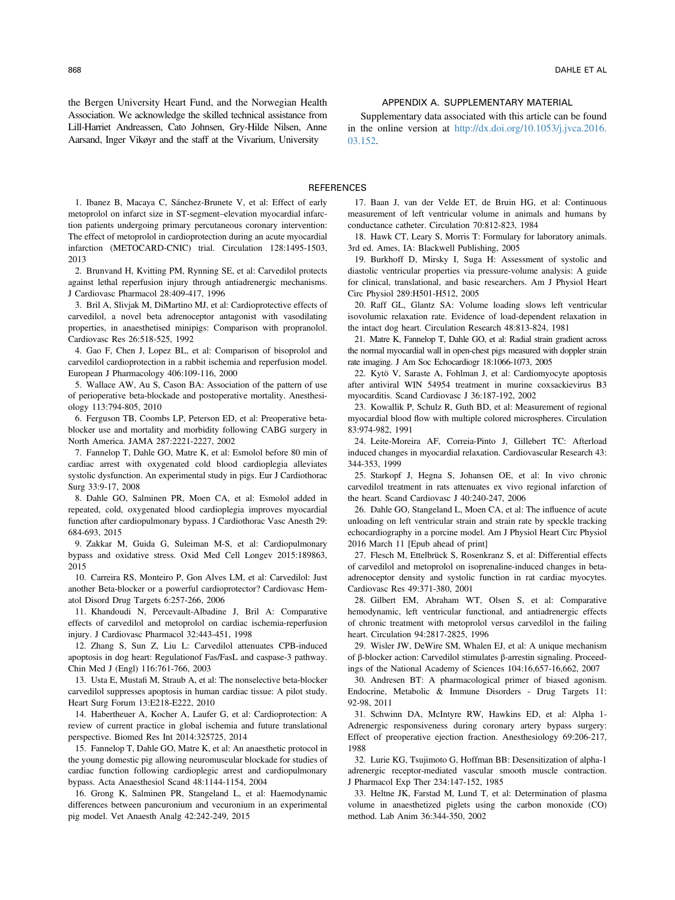the Bergen University Heart Fund, and the Norwegian Health Association. We acknowledge the skilled technical assistance from Lill-Harriet Andreassen, Cato Johnsen, Gry-Hilde Nilsen, Anne Aarsand, Inger Vikøyr and the staff at the Vivarium, University

## APPENDIX A. SUPPLEMENTARY MATERIAL

Supplementary data associated with this article can be found in the online version at http://dx.doi.org/10.1053/j.jvca.2016.03.152.

## REFERENCES

1. Ibanez B, Macaya C, Sánchez-Brunete V, et al: Effect of early metoprolol on infarct size in ST-segment–elevation myocardial infarction patients undergoing primary percutaneous coronary intervention: The effect of metoprolol in cardioprotection during an acute myocardial infarction (METOCARD-CNIC) trial. Circulation 128:1495-1503, 2013

2. Brunvand H, Kvitting PM, Rynning SE, et al: Carvedilol protects against lethal reperfusion injury through antiadrenergic mechanisms. J Cardiovasc Pharmacol 28:409-417, 1996

3. Bril A, Slivjak M, DiMartino MJ, et al: Cardioprotective effects of carvedilol, a novel beta adrenoceptor antagonist with vasodilating properties, in anaesthetised minipigs: Comparison with propranolol. Cardiovasc Res 26:518-525, 1992

4. Gao F, Chen J, Lopez BL, et al: Comparison of bisoprolol and carvedilol cardioprotection in a rabbit ischemia and reperfusion model. European J Pharmacology 406:109-116, 2000

5. Wallace AW, Au S, Cason BA: Association of the pattern of use of perioperative beta-blockade and postoperative mortality. Anesthesiology 113:794-805, 2010

6. Ferguson TB, Coombs LP, Peterson ED, et al: Preoperative beta-blocker use and mortality and morbidity following CABG surgery in North America. JAMA 287:2221-2227, 2002

7. Fannelop T, Dahle GO, Matre K, et al: Esmolol before 80 min of cardiac arrest with oxygenated cold blood cardioplegia alleviates systolic dysfunction. An experimental study in pigs. Eur J Cardiothorac Surg 33:9-17, 2008

8. Dahle GO, Salminen PR, Moen CA, et al: Esmolol added in repeated, cold, oxygenated blood cardioplegia improves myocardial function after cardiopulmonary bypass. J Cardiothorac Vasc Anesth 29: 684-693, 2015

9. Zakkar M, Guida G, Suleiman M-S, et al: Cardiopulmonary bypass and oxidative stress. Oxid Med Cell Longev 2015:189863, 2015

10. Carreira RS, Monteiro P, Gon Alves LM, et al: Carvedilol: Just another Beta-blocker or a powerful cardioprotector? Cardiovasc Hematol Disord Drug Targets 6:257-266, 2006

11. Khandoudi N, Percevault-Albadine J, Bril A: Comparative effects of carvedilol and metoprolol on cardiac ischemia-reperfusion injury. J Cardiovasc Pharmacol 32:443-451, 1998

12. Zhang S, Sun Z, Liu L: Carvedilol attenuates CPB-induced apoptosis in dog heart: Regulationof Fas/FasL and caspase-3 pathway. Chin Med J (Engl) 116:761-766, 2003

13. Usta E, Mustafi M, Straub A, et al: The nonselective beta-blocker carvedilol suppresses apoptosis in human cardiac tissue: A pilot study. Heart Surg Forum 13:E218-E222, 2010

14. Habertheuer A, Kocher A, Laufer G, et al: Cardioprotection: A review of current practice in global ischemia and future translational perspective. Biomed Res Int 2014:325725, 2014

15. Fannelop T, Dahle GO, Matre K, et al: An anaesthetic protocol in the young domestic pig allowing neuromuscular blockade for studies of cardiac function following cardioplegic arrest and cardiopulmonary bypass. Acta Anaesthesiol Scand 48:1144-1154, 2004

16. Grong K, Salminen PR, Stangeland L, et al: Haemodynamic differences between pancuronium and vecuronium in an experimental pig model. Vet Anaesth Analg 42:242-249, 2015

17. Baan J, van der Velde ET, de Bruin HG, et al: Continuous measurement of left ventricular volume in animals and humans by conductance catheter. Circulation 70:812-823, 1984

18. Hawk CT, Leary S, Morris T: Formulary for laboratory animals. 3rd ed. Ames, IA: Blackwell Publishing, 2005

19. Burkhoff D, Mirsky I, Suga H: Assessment of systolic and diastolic ventricular properties via pressure-volume analysis: A guide for clinical, translational, and basic researchers. Am J Physiol Heart Circ Physiol 289:H501-H512, 2005

20. Raff GL, Glantz SA: Volume loading slows left ventricular isovolumic relaxation rate. Evidence of load-dependent relaxation in the intact dog heart. Circulation Research 48:813-824, 1981

21. Matre K, Fannelop T, Dahle GO, et al: Radial strain gradient across the normal myocardial wall in open-chest pigs measured with doppler strain rate imaging. J Am Soc Echocardiogr 18:1066-1073, 2005

22. Kytö V, Saraste A, Fohlman J, et al: Cardiomyocyte apoptosis after antiviral WIN 54954 treatment in murine coxsackievirus B3 myocarditis. Scand Cardiovasc J 36:187-192, 2002

23. Kowallik P, Schulz R, Guth BD, et al: Measurement of regional myocardial blood flow with multiple colored microspheres. Circulation 83:974-982, 1991

24. Leite-Moreira AF, Correia-Pinto J, Gillebert TC: Afterload induced changes in myocardial relaxation. Cardiovascular Research 43: 344-353, 1999

25. Starkopf J, Hegna S, Johansen OE, et al: In vivo chronic carvedilol treatment in rats attenuates ex vivo regional infarction of the heart. Scand Cardiovasc J 40:240-247, 2006

26. Dahle GO, Stangeland L, Moen CA, et al: The influence of acute unloading on left ventricular strain and strain rate by speckle tracking echocardiography in a porcine model. Am J Physiol Heart Circ Physiol 2016 March 11 [Epub ahead of print]

27. Flesch M, Ettelbrück S, Rosenkranz S, et al: Differential effects of carvedilol and metoprolol on isoprenaline-induced changes in beta-adrenoceptor density and systolic function in rat cardiac myocytes. Cardiovasc Res 49:371-380, 2001

28. Gilbert EM, Abraham WT, Olsen S, et al: Comparative hemodynamic, left ventricular functional, and antiadrenergic effects of chronic treatment with metoprolol versus carvedilol in the failing heart. Circulation 94:2817-2825, 1996

29. Wisler JW, DeWire SM, Whalen EJ, et al: A unique mechanism of β-blocker action: Carvedilol stimulates β-arrestin signaling. Proceedings of the National Academy of Sciences 104:16,657-16,662, 2007

30. Andresen BT: A pharmacological primer of biased agonism. Endocrine, Metabolic & Immune Disorders - Drug Targets 11: 92-98, 2011

31. Schwinn DA, McIntyre RW, Hawkins ED, et al: Alpha 1-Adrenergic responsiveness during coronary artery bypass surgery: Effect of preoperative ejection fraction. Anesthesiology 69:206-217, 1988

32. Lurie KG, Tsujimoto G, Hoffman BB: Desensitization of alpha-1 adrenergic receptor-mediated vascular smooth muscle contraction. J Pharmacol Exp Ther 234:147-152, 1985

33. Heltne JK, Farstad M, Lund T, et al: Determination of plasma volume in anaesthetized piglets using the carbon monoxide (CO) method. Lab Anim 36:344-350, 2002